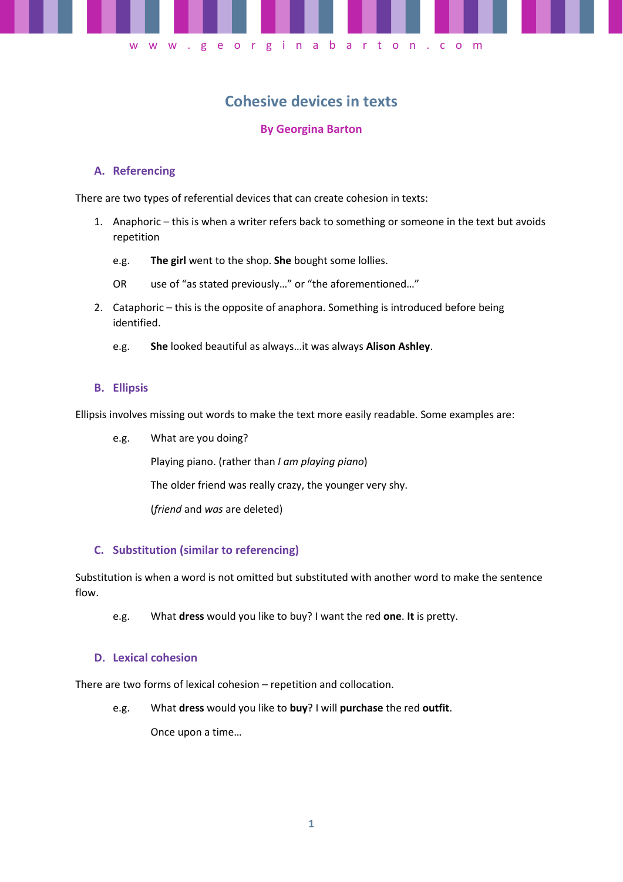# Cohesive devices in texts

**By Georgina Barton**

## A. Referencing

There are two types of referential devices that can create cohesion in texts:

1. Anaphoric – this is when a writer refers back to something or someone in the text but avoids repetition

   e.g. **The girl** went to the shop. **She** bought some lollies.

   OR use of "as stated previously…" or "the aforementioned…"

2. Cataphoric – this is the opposite of anaphora. Something is introduced before being identified.

   e.g. **She** looked beautiful as always…it was always **Alison Ashley**.

## B. Ellipsis

Ellipsis involves missing out words to make the text more easily readable. Some examples are:

e.g. What are you doing?

Playing piano. (rather than *I am playing piano*)

The older friend was really crazy, the younger very shy.

(*friend* and *was* are deleted)

## C. Substitution (similar to referencing)

Substitution is when a word is not omitted but substituted with another word to make the sentence flow.

e.g. What **dress** would you like to buy? I want the red **one**. **It** is pretty.

## D. Lexical cohesion

There are two forms of lexical cohesion – repetition and collocation.

e.g. What **dress** would you like to **buy**? I will **purchase** the red **outfit**.

Once upon a time…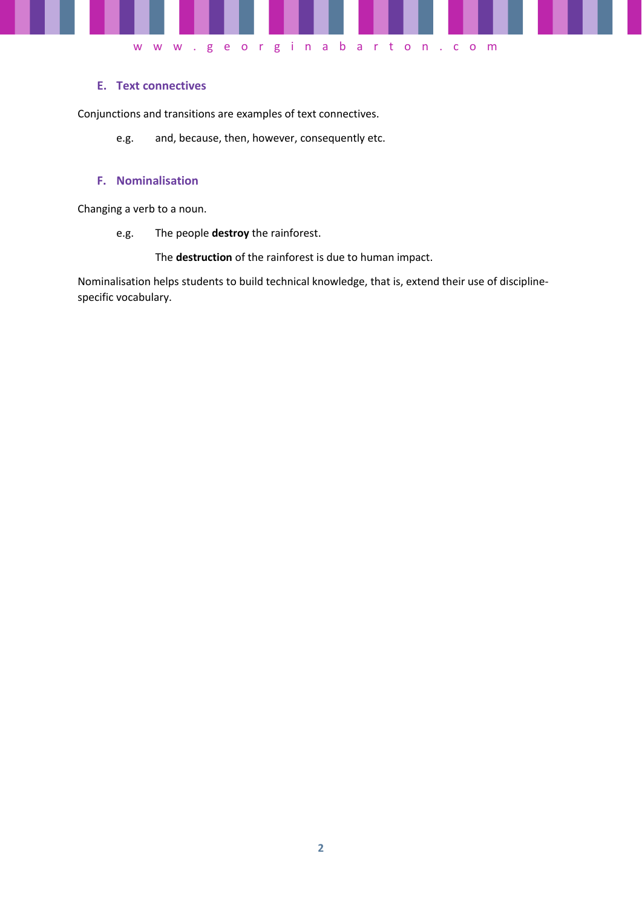### E. Text connectives

Conjunctions and transitions are examples of text connectives.

e.g. and, because, then, however, consequently etc.

### F. Nominalisation

Changing a verb to a noun.

e.g. The people **destroy** the rainforest.

The **destruction** of the rainforest is due to human impact.

Nominalisation helps students to build technical knowledge, that is, extend their use of discipline-specific vocabulary.